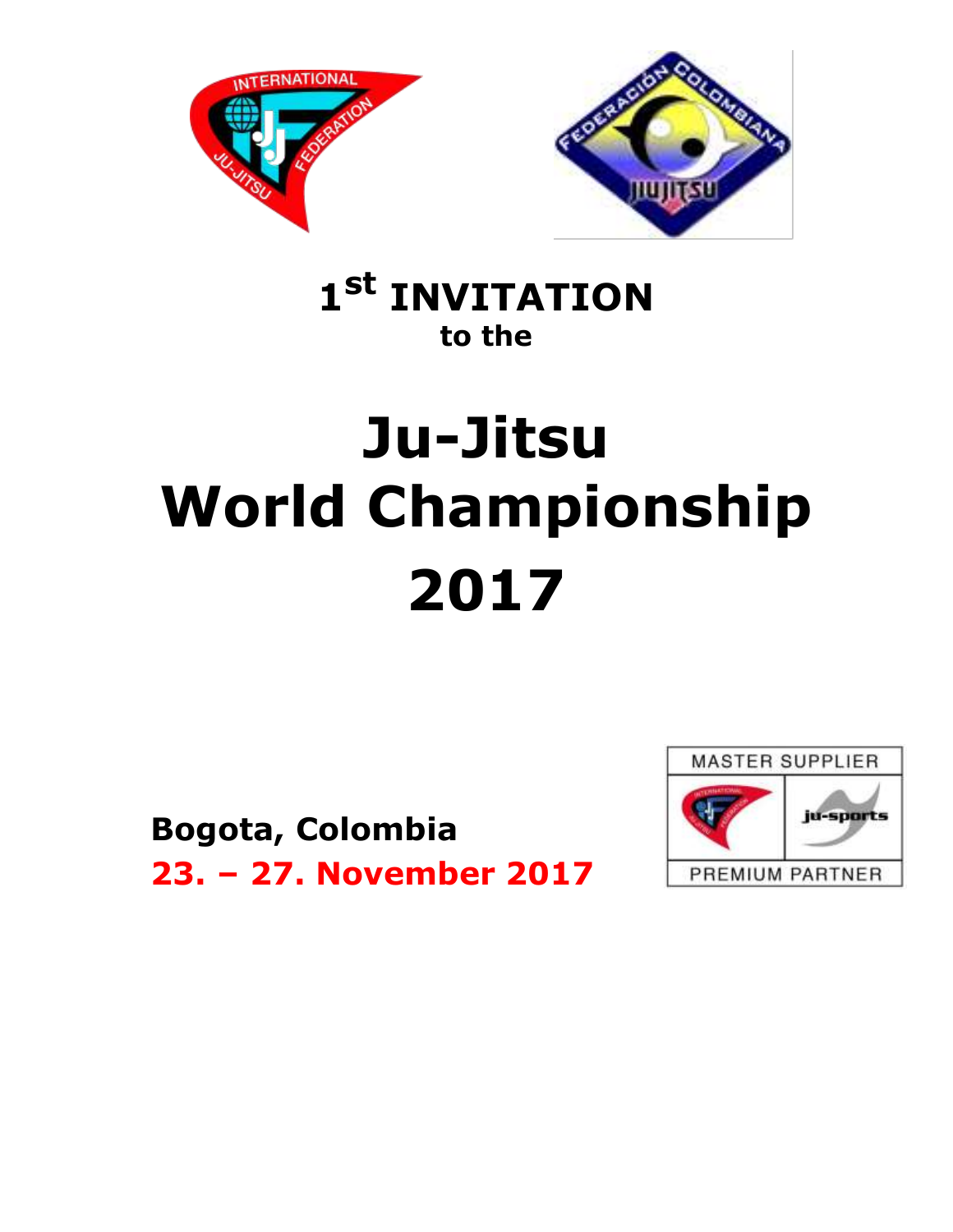# 1st INVITATION

**to the**

# Ju-Jitsu World Championship 2017

**Bogota, Colombia**

**23. – 27. November 2017**

MASTER SUPPLIER

PREMIUM PARTNER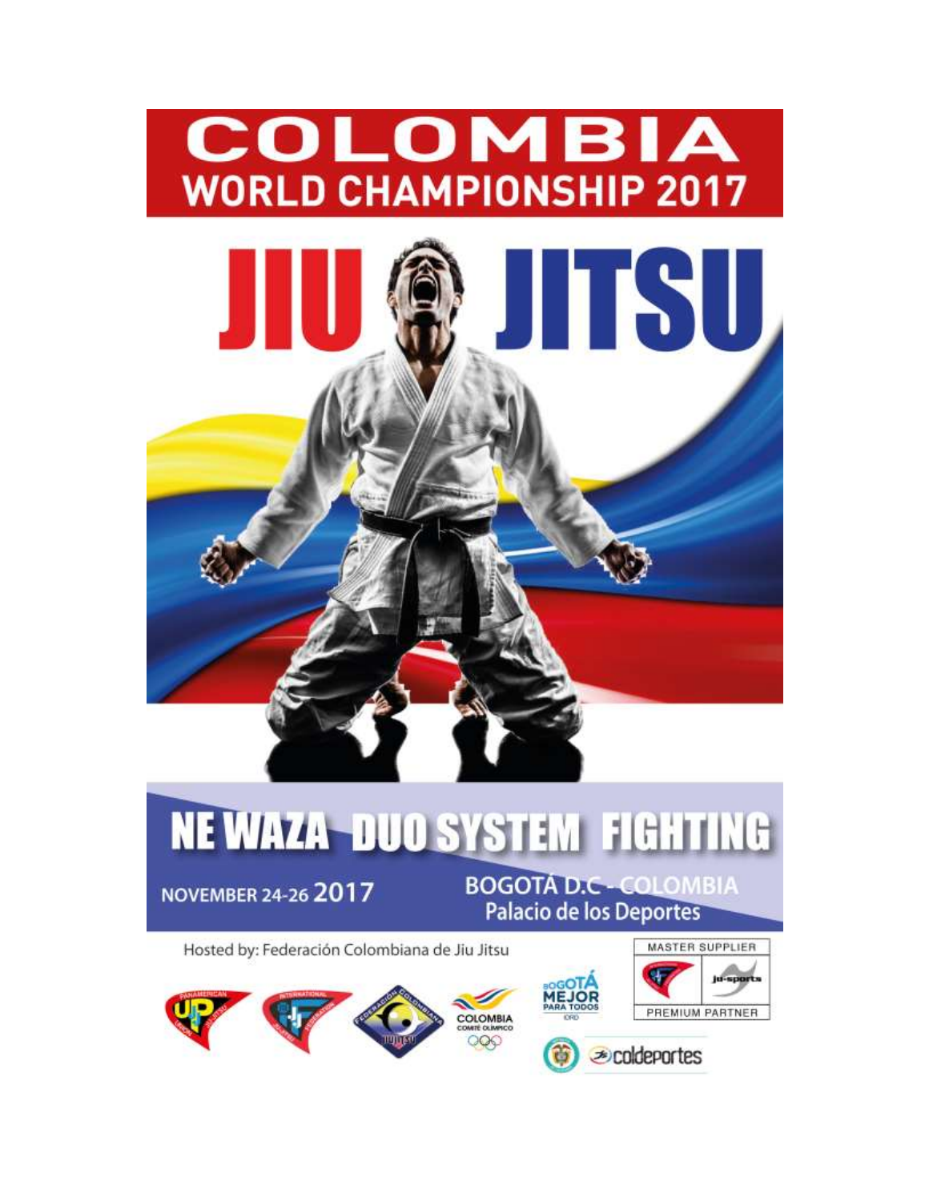# COLOMBIA
## WORLD CHAMPIONSHIP 2017

# JIU JITSU

## NE WAZA DUO SYSTEM FIGHTING

NOVEMBER 24-26 2017

BOGOTÁ D.C - COLOMBIA
Palacio de los Deportes

Hosted by: Federación Colombiana de Jiu Jitsu

MASTER SUPPLIER

PREMIUM PARTNER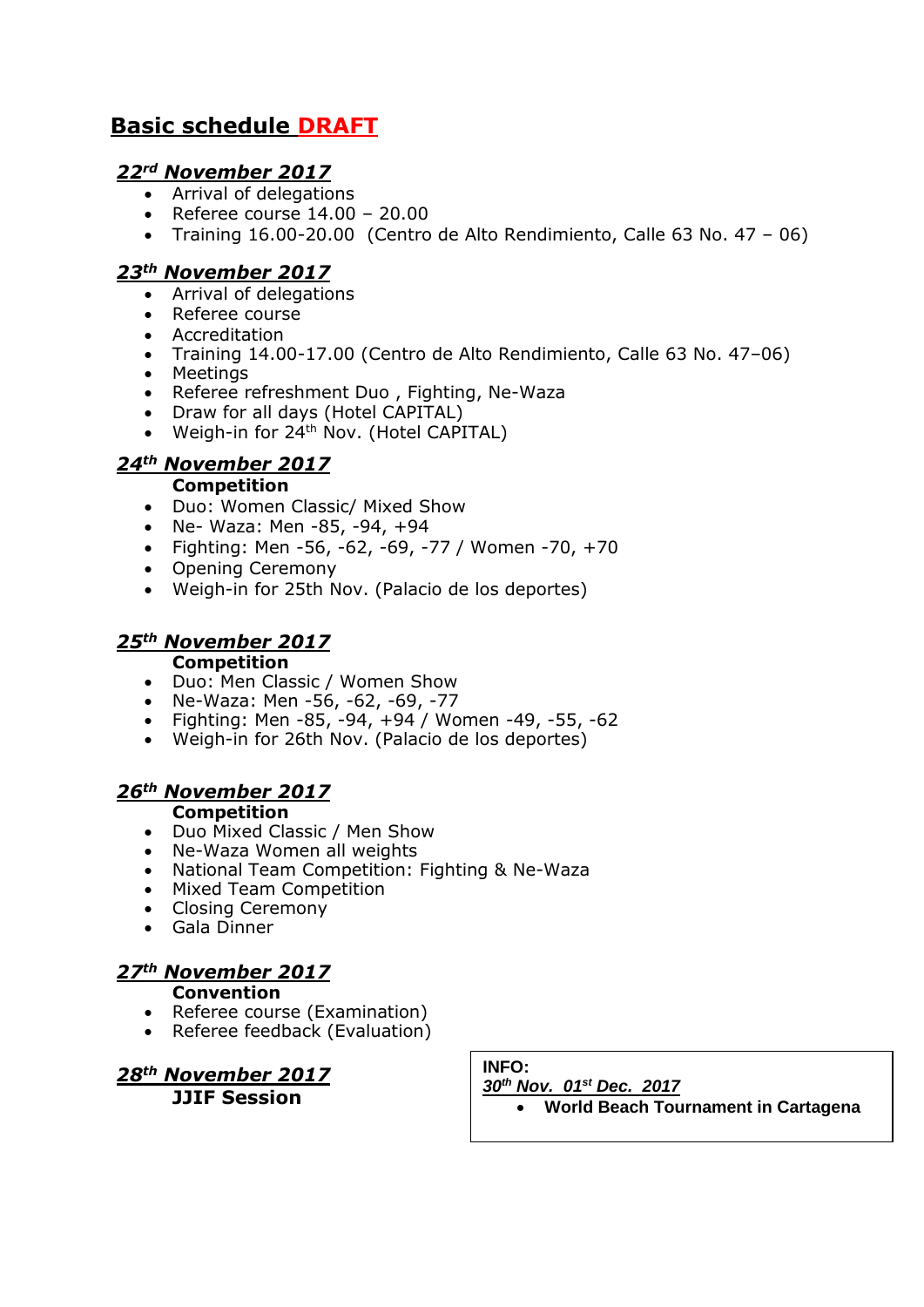# Basic schedule DRAFT

## *22rd November 2017*

- Arrival of delegations
- Referee course 14.00 – 20.00
- Training 16.00-20.00 (Centro de Alto Rendimiento, Calle 63 No. 47 – 06)

## *23th November 2017*

- Arrival of delegations
- Referee course
- Accreditation
- Training 14.00-17.00 (Centro de Alto Rendimiento, Calle 63 No. 47–06)
- Meetings
- Referee refreshment Duo , Fighting, Ne-Waza
- Draw for all days (Hotel CAPITAL)
- Weigh-in for 24th Nov. (Hotel CAPITAL)

## *24th November 2017*

**Competition**

- Duo: Women Classic/ Mixed Show
- Ne- Waza: Men -85, -94, +94
- Fighting: Men -56, -62, -69, -77 / Women -70, +70
- Opening Ceremony
- Weigh-in for 25th Nov. (Palacio de los deportes)

## *25th November 2017*

**Competition**

- Duo: Men Classic / Women Show
- Ne-Waza: Men -56, -62, -69, -77
- Fighting: Men -85, -94, +94 / Women -49, -55, -62
- Weigh-in for 26th Nov. (Palacio de los deportes)

## *26th November 2017*

**Competition**

- Duo Mixed Classic / Men Show
- Ne-Waza Women all weights
- National Team Competition: Fighting & Ne-Waza
- Mixed Team Competition
- Closing Ceremony
- Gala Dinner

## *27th November 2017*

**Convention**

- Referee course (Examination)
- Referee feedback (Evaluation)

## *28th November 2017*

**JJIF Session**

**INFO:**

***30th Nov. 01st Dec. 2017***

- **World Beach Tournament in Cartagena**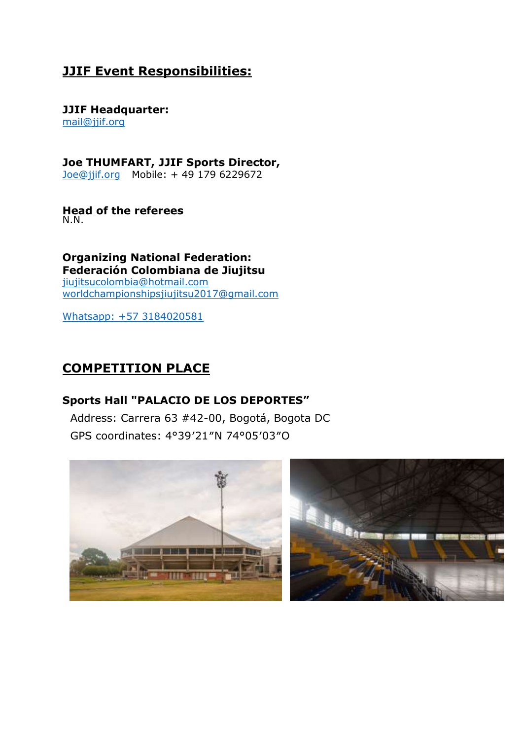## JJIF Event Responsibilities:

**JJIF Headquarter:**
mail@jjif.org

**Joe THUMFART, JJIF Sports Director,**
Joe@jjif.org Mobile: + 49 179 6229672

**Head of the referees**
N.N.

**Organizing National Federation:**
**Federación Colombiana de Jiujitsu**
jiujitsucolombia@hotmail.com
worldchampionshipsjiujitsu2017@gmail.com

Whatsapp: +57 3184020581

## COMPETITION PLACE

### Sports Hall "PALACIO DE LOS DEPORTES"

Address: Carrera 63 #42-00, Bogotá, Bogota DC
GPS coordinates: 4°39’21”N 74°05’03”O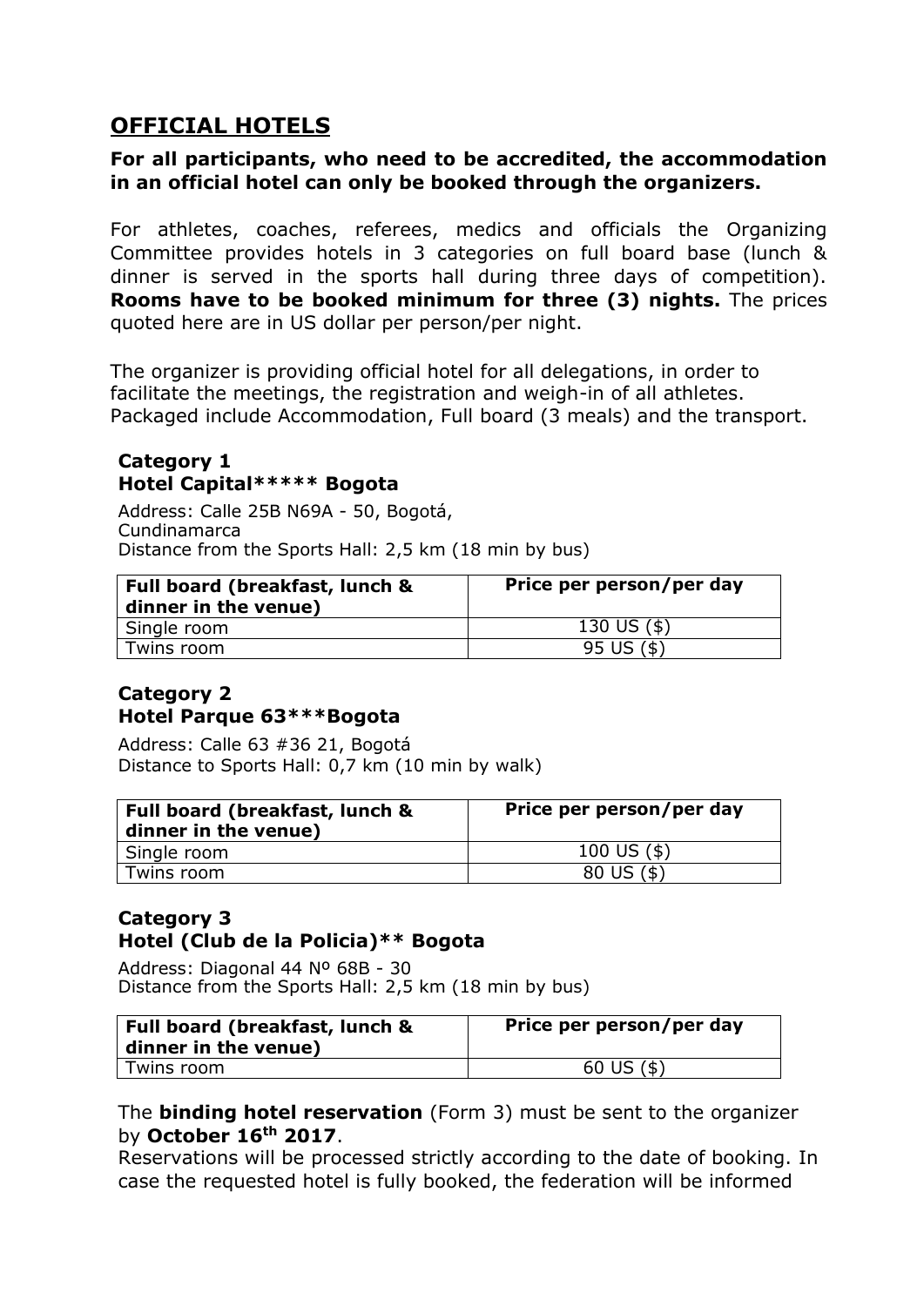# OFFICIAL HOTELS

**For all participants, who need to be accredited, the accommodation in an official hotel can only be booked through the organizers.**

For athletes, coaches, referees, medics and officials the Organizing Committee provides hotels in 3 categories on full board base (lunch & dinner is served in the sports hall during three days of competition). **Rooms have to be booked minimum for three (3) nights.** The prices quoted here are in US dollar per person/per night.

The organizer is providing official hotel for all delegations, in order to facilitate the meetings, the registration and weigh-in of all athletes. Packaged include Accommodation, Full board (3 meals) and the transport.

### Category 1
### Hotel Capital***** Bogota

Address: Calle 25B N69A - 50, Bogotá, Cundinamarca
Distance from the Sports Hall: 2,5 km (18 min by bus)

| Full board (breakfast, lunch & dinner in the venue) | Price per person/per day |
|---|---|
| Single room | 130 US ($) |
| Twins room | 95 US ($) |

### Category 2
### Hotel Parque 63***Bogota

Address: Calle 63 #36 21, Bogotá
Distance to Sports Hall: 0,7 km (10 min by walk)

| Full board (breakfast, lunch & dinner in the venue) | Price per person/per day |
|---|---|
| Single room | 100 US ($) |
| Twins room | 80 US ($) |

### Category 3
### Hotel (Club de la Policia)** Bogota

Address: Diagonal 44 Nº 68B - 30
Distance from the Sports Hall: 2,5 km (18 min by bus)

| Full board (breakfast, lunch & dinner in the venue) | Price per person/per day |
|---|---|
| Twins room | 60 US ($) |

The **binding hotel reservation** (Form 3) must be sent to the organizer by **October 16th 2017**.
Reservations will be processed strictly according to the date of booking. In case the requested hotel is fully booked, the federation will be informed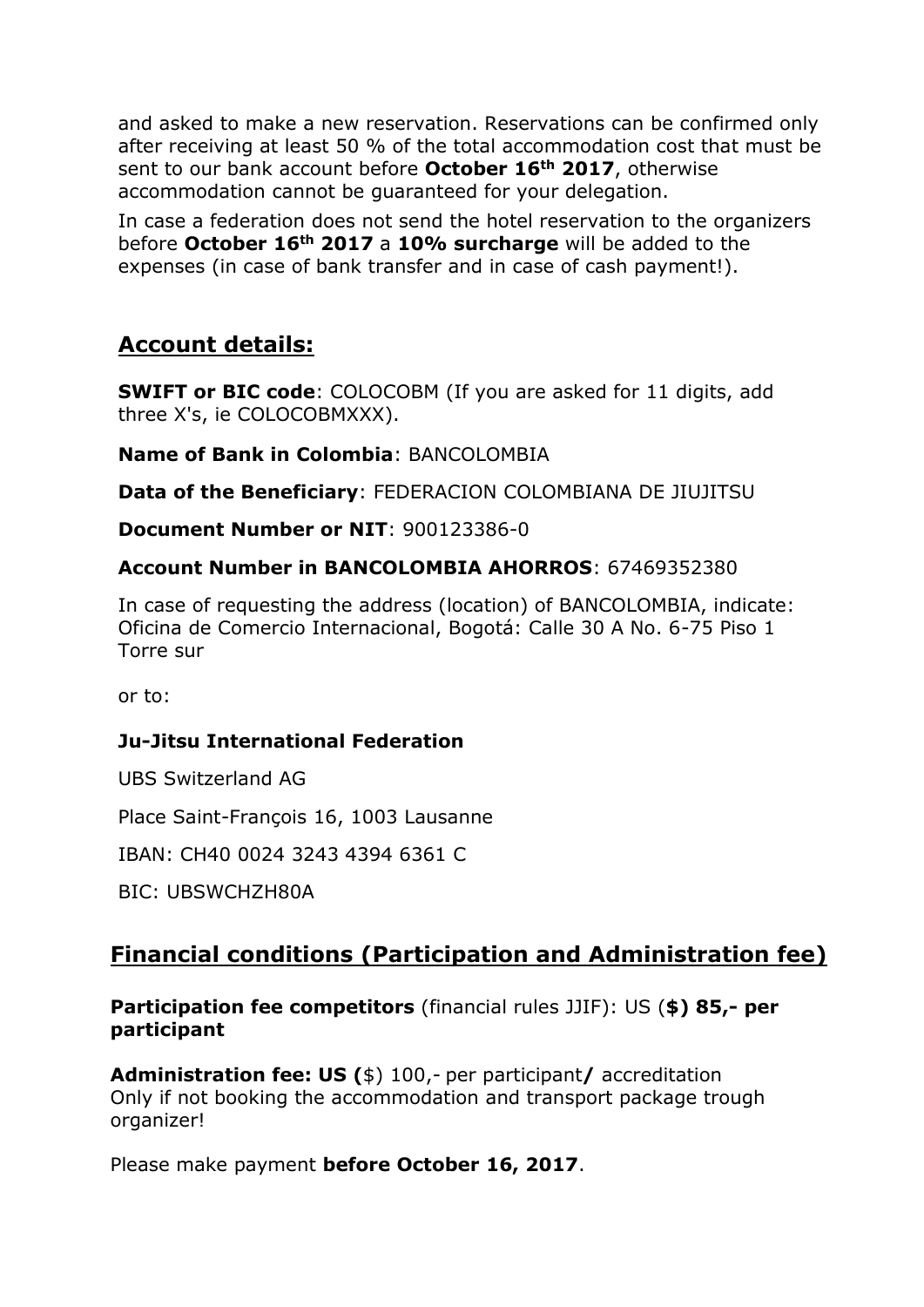and asked to make a new reservation. Reservations can be confirmed only after receiving at least 50 % of the total accommodation cost that must be sent to our bank account before **October 16th 2017**, otherwise accommodation cannot be guaranteed for your delegation.

In case a federation does not send the hotel reservation to the organizers before **October 16th 2017** a **10% surcharge** will be added to the expenses (in case of bank transfer and in case of cash payment!).

## Account details:

**SWIFT or BIC code**: COLOCOBM (If you are asked for 11 digits, add three X's, ie COLOCOBMXXX).

**Name of Bank in Colombia**: BANCOLOMBIA

**Data of the Beneficiary**: FEDERACION COLOMBIANA DE JIUJITSU

**Document Number or NIT**: 900123386-0

**Account Number in BANCOLOMBIA AHORROS**: 67469352380

In case of requesting the address (location) of BANCOLOMBIA, indicate: Oficina de Comercio Internacional, Bogotá: Calle 30 A No. 6-75 Piso 1 Torre sur

or to:

**Ju-Jitsu International Federation**

UBS Switzerland AG

Place Saint-François 16, 1003 Lausanne

IBAN: CH40 0024 3243 4394 6361 C

BIC: UBSWCHZH80A

## Financial conditions (Participation and Administration fee)

**Participation fee competitors** (financial rules JJIF): US (**$) 85,- per participant**

**Administration fee: US (**$) 100,- per participant**/** accreditation
Only if not booking the accommodation and transport package trough organizer!

Please make payment **before October 16, 2017**.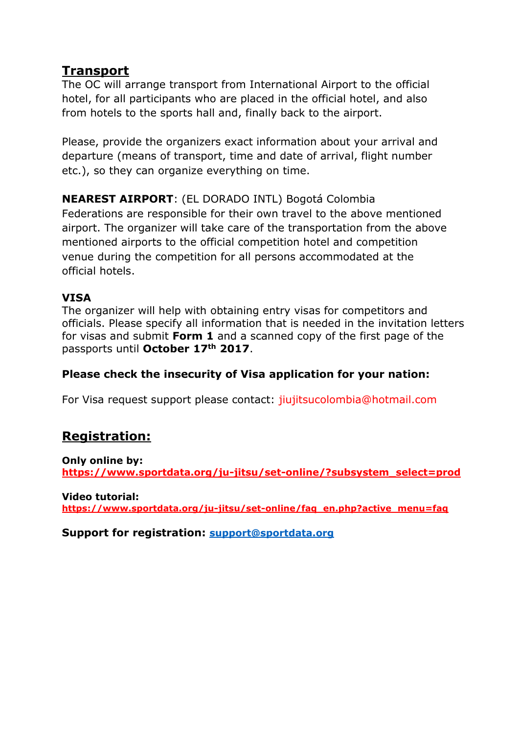## Transport

The OC will arrange transport from International Airport to the official hotel, for all participants who are placed in the official hotel, and also from hotels to the sports hall and, finally back to the airport.

Please, provide the organizers exact information about your arrival and departure (means of transport, time and date of arrival, flight number etc.), so they can organize everything on time.

**NEAREST AIRPORT**: (EL DORADO INTL) Bogotá Colombia
Federations are responsible for their own travel to the above mentioned airport. The organizer will take care of the transportation from the above mentioned airports to the official competition hotel and competition venue during the competition for all persons accommodated at the official hotels.

**VISA**
The organizer will help with obtaining entry visas for competitors and officials. Please specify all information that is needed in the invitation letters for visas and submit **Form 1** and a scanned copy of the first page of the passports until **October 17th 2017**.

**Please check the insecurity of Visa application for your nation:**

For Visa request support please contact: jiujitsucolombia@hotmail.com

## Registration:

**Only online by:**
**https://www.sportdata.org/ju-jitsu/set-online/?subsystem_select=prod**

**Video tutorial:**
**https://www.sportdata.org/ju-jitsu/set-online/faq_en.php?active_menu=faq**

**Support for registration: support@sportdata.org**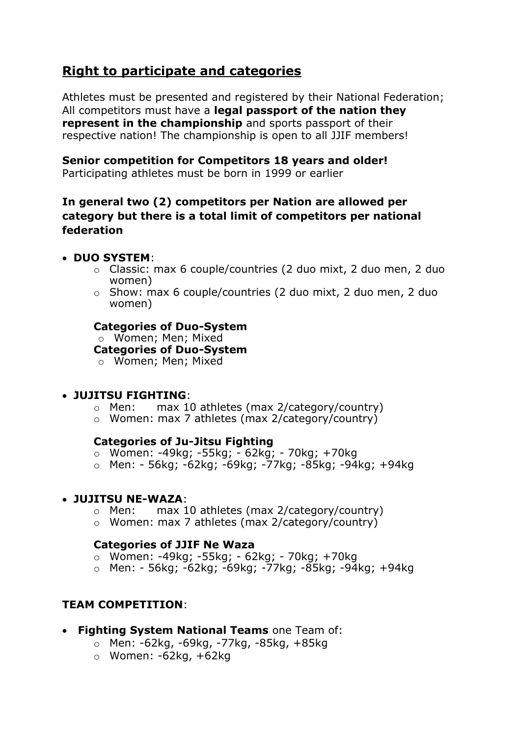## Right to participate and categories

Athletes must be presented and registered by their National Federation; All competitors must have a **legal passport of the nation they represent in the championship** and sports passport of their respective nation! The championship is open to all JJIF members!

**Senior competition for Competitors 18 years and older!**
Participating athletes must be born in 1999 or earlier

**In general two (2) competitors per Nation are allowed per category but there is a total limit of competitors per national federation**

- **DUO SYSTEM**:
  - Classic: max 6 couple/countries (2 duo mixt, 2 duo men, 2 duo women)
  - Show: max 6 couple/countries (2 duo mixt, 2 duo men, 2 duo women)

  **Categories of Duo-System**
  - Women; Men; Mixed

  **Categories of Duo-System**
  - Women; Men; Mixed

- **JUJITSU FIGHTING**:
  - Men: max 10 athletes (max 2/category/country)
  - Women: max 7 athletes (max 2/category/country)

  **Categories of Ju-Jitsu Fighting**
  - Women: -49kg; -55kg; - 62kg; - 70kg; +70kg
  - Men: - 56kg; -62kg; -69kg; -77kg; -85kg; -94kg; +94kg

- **JUJITSU NE-WAZA**:
  - Men: max 10 athletes (max 2/category/country)
  - Women: max 7 athletes (max 2/category/country)

  **Categories of JJIF Ne Waza**
  - Women: -49kg; -55kg; - 62kg; - 70kg; +70kg
  - Men: - 56kg; -62kg; -69kg; -77kg; -85kg; -94kg; +94kg

**TEAM COMPETITION**:

- **Fighting System National Teams** one Team of:
  - Men: -62kg, -69kg, -77kg, -85kg, +85kg
  - Women: -62kg, +62kg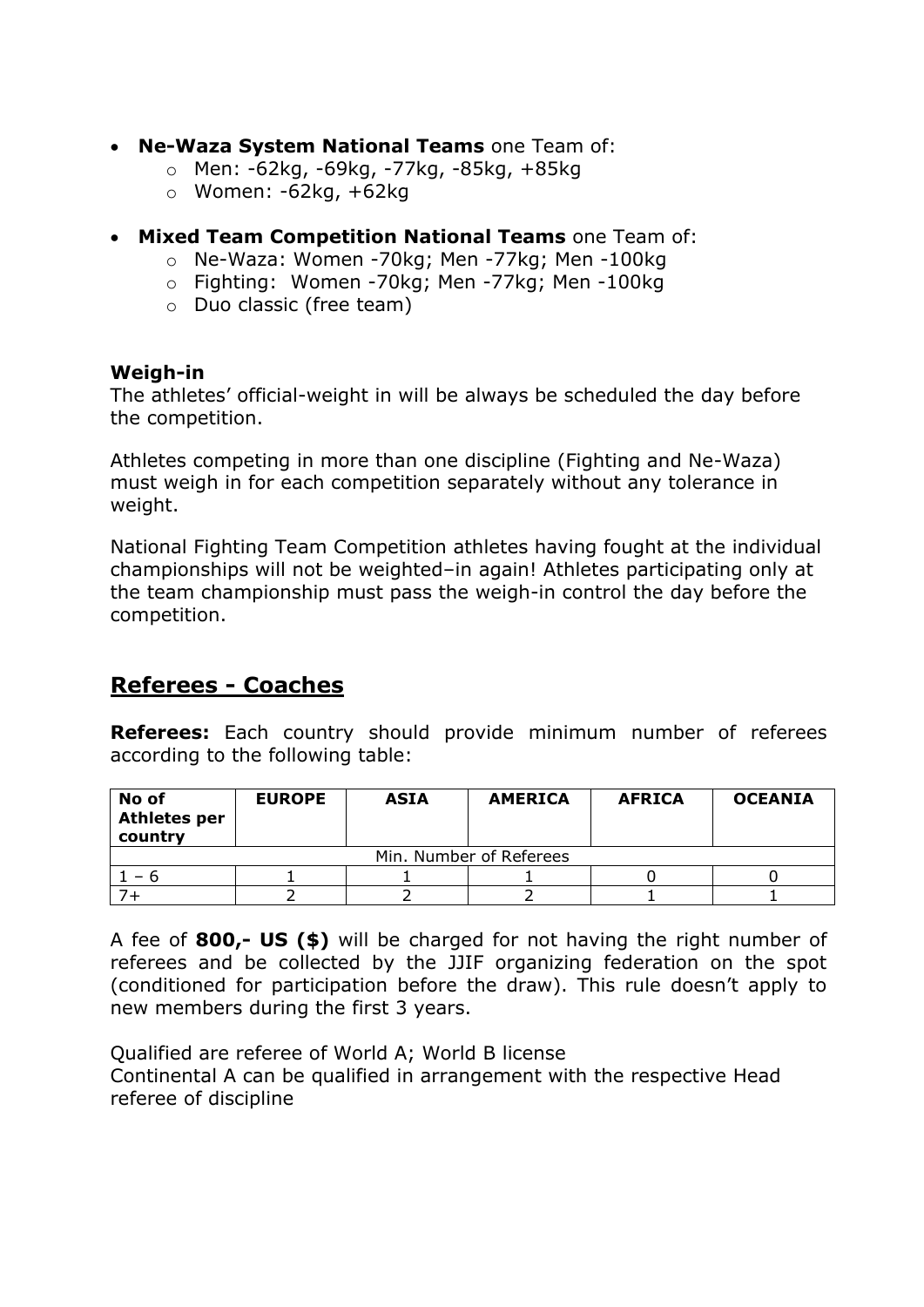- **Ne-Waza System National Teams** one Team of:
  - Men: -62kg, -69kg, -77kg, -85kg, +85kg
  - Women: -62kg, +62kg

- **Mixed Team Competition National Teams** one Team of:
  - Ne-Waza: Women -70kg; Men -77kg; Men -100kg
  - Fighting:  Women -70kg; Men -77kg; Men -100kg
  - Duo classic (free team)

**Weigh-in**

The athletes' official-weight in will be always be scheduled the day before the competition.

Athletes competing in more than one discipline (Fighting and Ne-Waza) must weigh in for each competition separately without any tolerance in weight.

National Fighting Team Competition athletes having fought at the individual championships will not be weighted–in again! Athletes participating only at the team championship must pass the weigh-in control the day before the competition.

## Referees - Coaches

**Referees:** Each country should provide minimum number of referees according to the following table:

| No of Athletes per country | EUROPE | ASIA | AMERICA | AFRICA | OCEANIA |
|---|---|---|---|---|---|
| Min. Number of Referees | | | | | |
| 1 – 6 | 1 | 1 | 1 | 0 | 0 |
| 7+ | 2 | 2 | 2 | 1 | 1 |

A fee of **800,- US ($)** will be charged for not having the right number of referees and be collected by the JJIF organizing federation on the spot (conditioned for participation before the draw). This rule doesn't apply to new members during the first 3 years.

Qualified are referee of World A; World B license
Continental A can be qualified in arrangement with the respective Head referee of discipline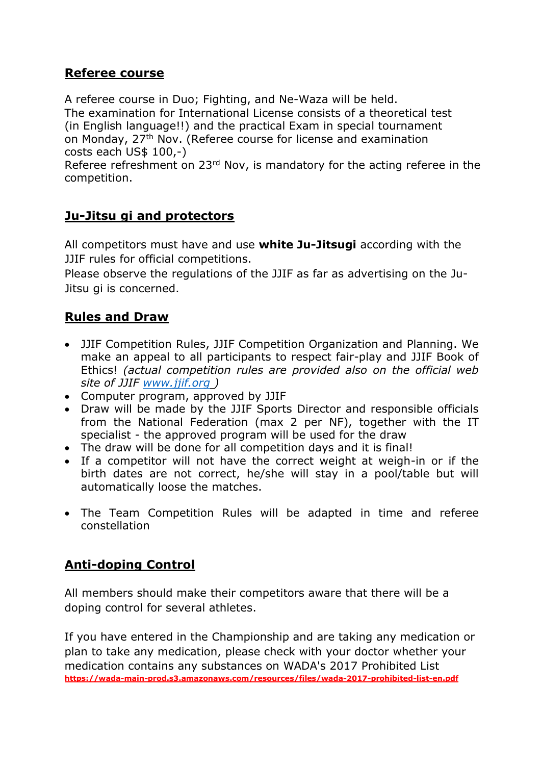## Referee course

A referee course in Duo; Fighting, and Ne-Waza will be held.
The examination for International License consists of a theoretical test (in English language!!) and the practical Exam in special tournament on Monday, 27th Nov. (Referee course for license and examination costs each US$ 100,-)
Referee refreshment on 23rd Nov, is mandatory for the acting referee in the competition.

## Ju-Jitsu gi and protectors

All competitors must have and use **white Ju-Jitsugi** according with the JJIF rules for official competitions.
Please observe the regulations of the JJIF as far as advertising on the Ju-Jitsu gi is concerned.

## Rules and Draw

- JJIF Competition Rules, JJIF Competition Organization and Planning. We make an appeal to all participants to respect fair-play and JJIF Book of Ethics! *(actual competition rules are provided also on the official web site of JJIF www.jjif.org )*
- Computer program, approved by JJIF
- Draw will be made by the JJIF Sports Director and responsible officials from the National Federation (max 2 per NF), together with the IT specialist - the approved program will be used for the draw
- The draw will be done for all competition days and it is final!
- If a competitor will not have the correct weight at weigh-in or if the birth dates are not correct, he/she will stay in a pool/table but will automatically loose the matches.
- The Team Competition Rules will be adapted in time and referee constellation

## Anti-doping Control

All members should make their competitors aware that there will be a doping control for several athletes.

If you have entered in the Championship and are taking any medication or plan to take any medication, please check with your doctor whether your medication contains any substances on WADA's 2017 Prohibited List
**https://wada-main-prod.s3.amazonaws.com/resources/files/wada-2017-prohibited-list-en.pdf**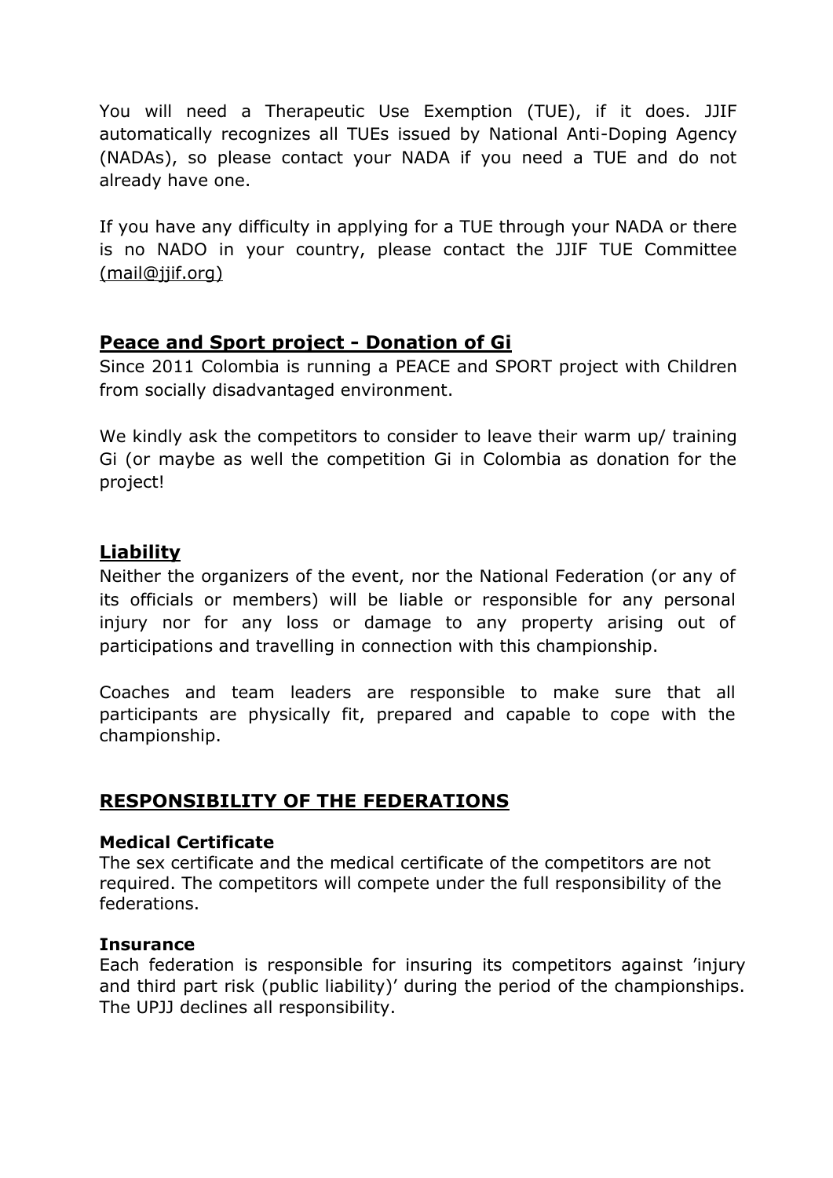You will need a Therapeutic Use Exemption (TUE), if it does. JJIF automatically recognizes all TUEs issued by National Anti-Doping Agency (NADAs), so please contact your NADA if you need a TUE and do not already have one.

If you have any difficulty in applying for a TUE through your NADA or there is no NADO in your country, please contact the JJIF TUE Committee (mail@jjif.org)

## Peace and Sport project - Donation of Gi

Since 2011 Colombia is running a PEACE and SPORT project with Children from socially disadvantaged environment.

We kindly ask the competitors to consider to leave their warm up/ training Gi (or maybe as well the competition Gi in Colombia as donation for the project!

## Liability

Neither the organizers of the event, nor the National Federation (or any of its officials or members) will be liable or responsible for any personal injury nor for any loss or damage to any property arising out of participations and travelling in connection with this championship.

Coaches and team leaders are responsible to make sure that all participants are physically fit, prepared and capable to cope with the championship.

## RESPONSIBILITY OF THE FEDERATIONS

### Medical Certificate

The sex certificate and the medical certificate of the competitors are not required. The competitors will compete under the full responsibility of the federations.

### Insurance

Each federation is responsible for insuring its competitors against 'injury and third part risk (public liability)' during the period of the championships. The UPJJ declines all responsibility.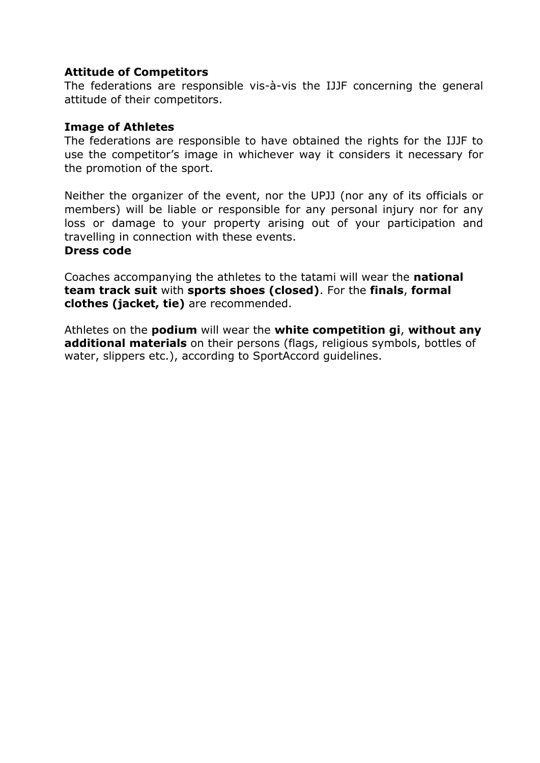**Attitude of Competitors**

The federations are responsible vis-à-vis the IJJF concerning the general attitude of their competitors.

**Image of Athletes**

The federations are responsible to have obtained the rights for the IJJF to use the competitor's image in whichever way it considers it necessary for the promotion of the sport.

Neither the organizer of the event, nor the UPJJ (nor any of its officials or members) will be liable or responsible for any personal injury nor for any loss or damage to your property arising out of your participation and travelling in connection with these events.

**Dress code**

Coaches accompanying the athletes to the tatami will wear the **national team track suit** with **sports shoes (closed)**. For the **finals**, **formal clothes (jacket, tie)** are recommended.

Athletes on the **podium** will wear the **white competition gi**, **without any additional materials** on their persons (flags, religious symbols, bottles of water, slippers etc.), according to SportAccord guidelines.